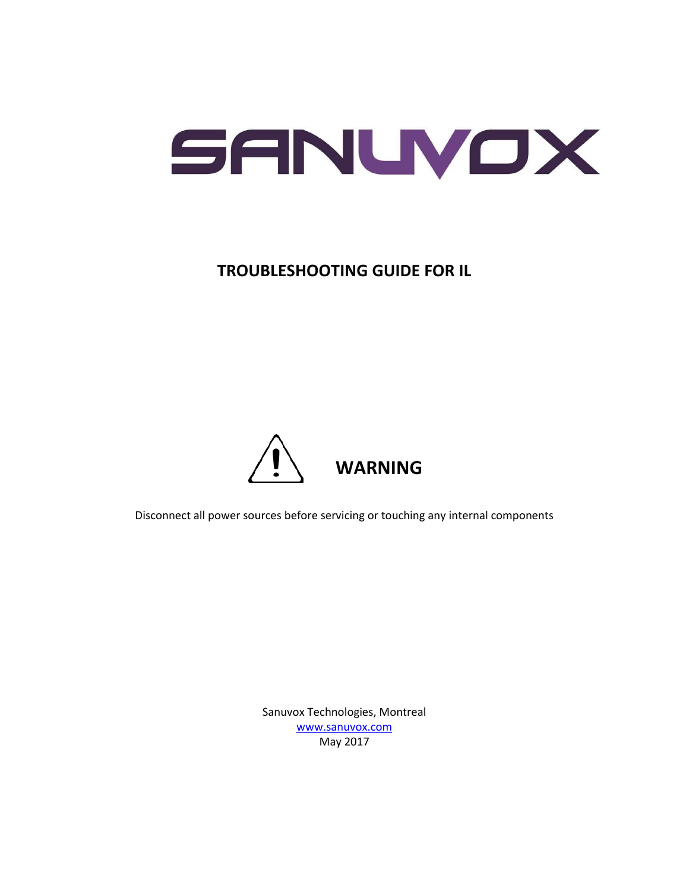SANUVOX

# TROUBLESHOOTING GUIDE FOR IL

## WARNING

Disconnect all power sources before servicing or touching any internal components

Sanuvox Technologies, Montreal

www.sanuvox.com

May 2017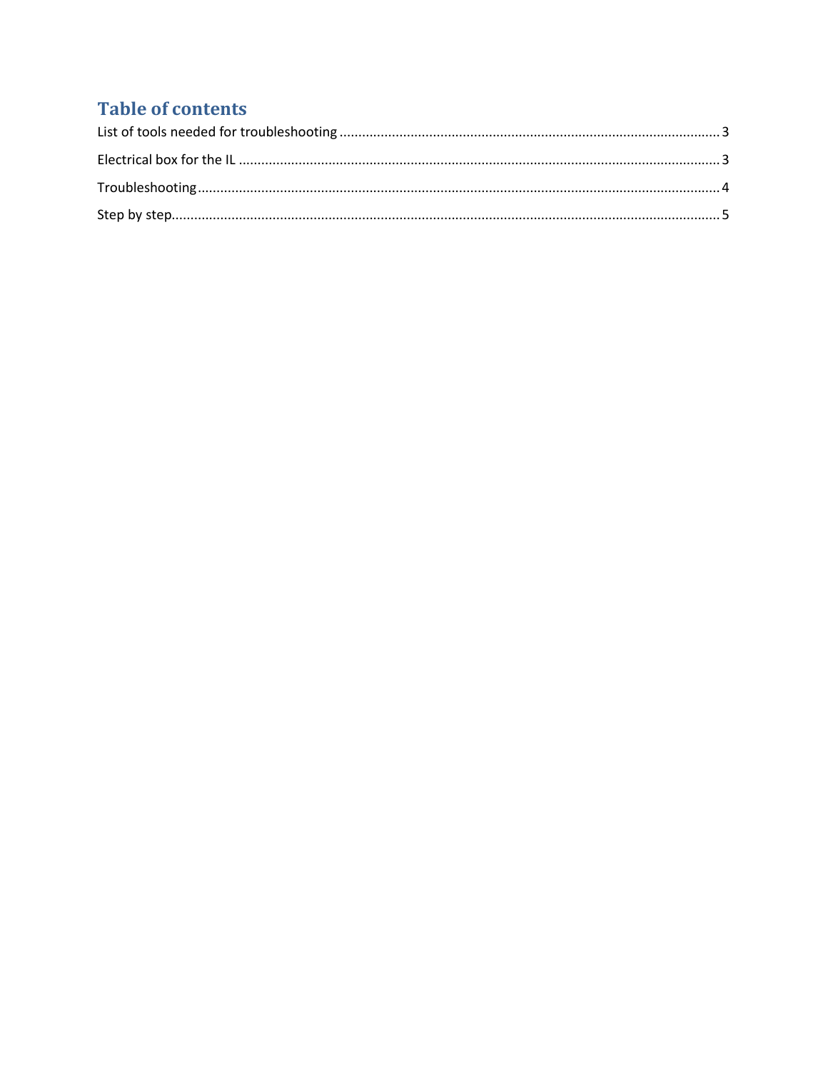# Table of contents

List of tools needed for troubleshooting ........................................ 3

Electrical box for the IL ........................................ 3

Troubleshooting ........................................ 4

Step by step ........................................ 5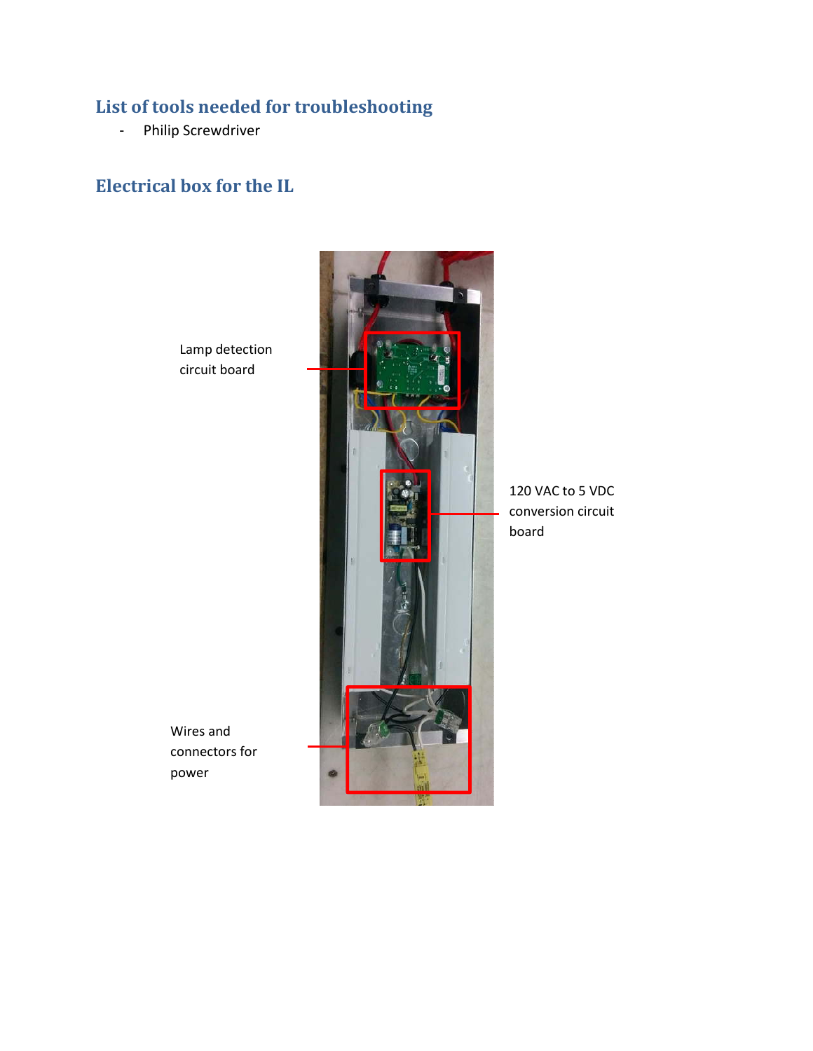## List of tools needed for troubleshooting

- Philip Screwdriver

## Electrical box for the IL

Lamp detection circuit board

120 VAC to 5 VDC conversion circuit board

Wires and connectors for power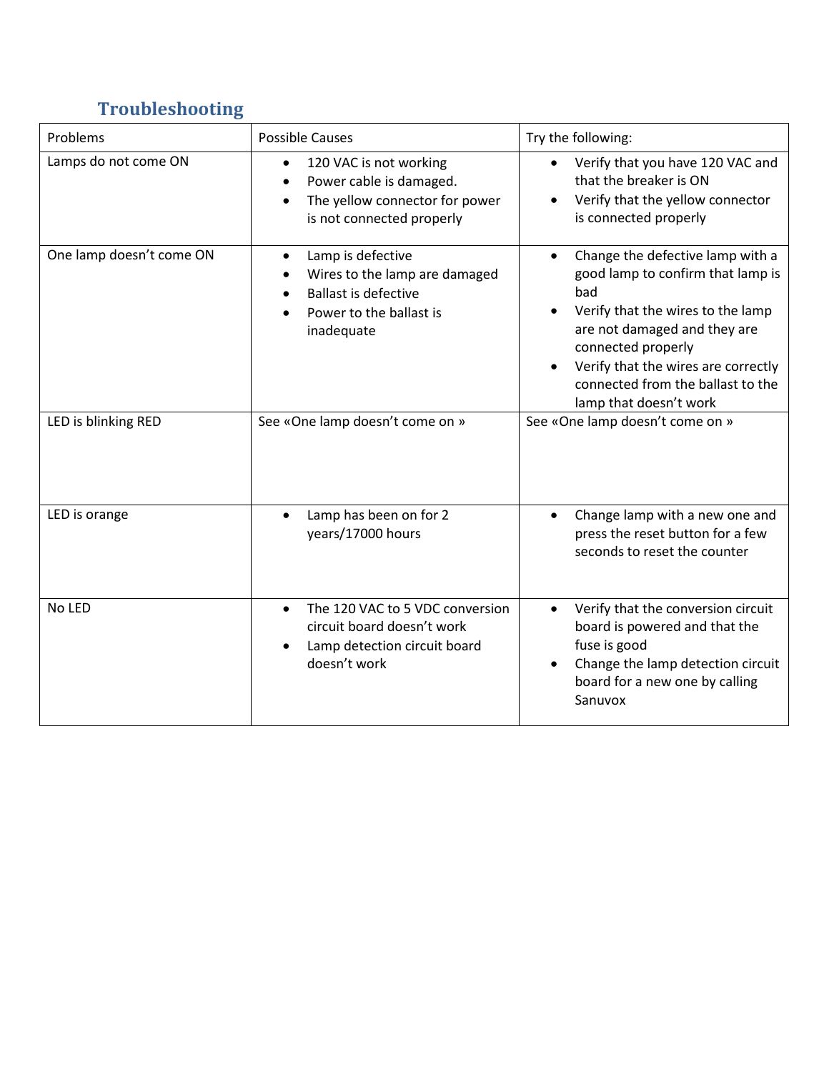## Troubleshooting

| Problems | Possible Causes | Try the following: |
| --- | --- | --- |
| Lamps do not come ON | • 120 VAC is not working<br>• Power cable is damaged.<br>• The yellow connector for power is not connected properly | • Verify that you have 120 VAC and that the breaker is ON<br>• Verify that the yellow connector is connected properly |
| One lamp doesn't come ON | • Lamp is defective<br>• Wires to the lamp are damaged<br>• Ballast is defective<br>• Power to the ballast is inadequate | • Change the defective lamp with a good lamp to confirm that lamp is bad<br>• Verify that the wires to the lamp are not damaged and they are connected properly<br>• Verify that the wires are correctly connected from the ballast to the lamp that doesn't work |
| LED is blinking RED | See «One lamp doesn't come on » | See «One lamp doesn't come on » |
| LED is orange | • Lamp has been on for 2 years/17000 hours | • Change lamp with a new one and press the reset button for a few seconds to reset the counter |
| No LED | • The 120 VAC to 5 VDC conversion circuit board doesn't work<br>• Lamp detection circuit board doesn't work | • Verify that the conversion circuit board is powered and that the fuse is good<br>• Change the lamp detection circuit board for a new one by calling Sanuvox |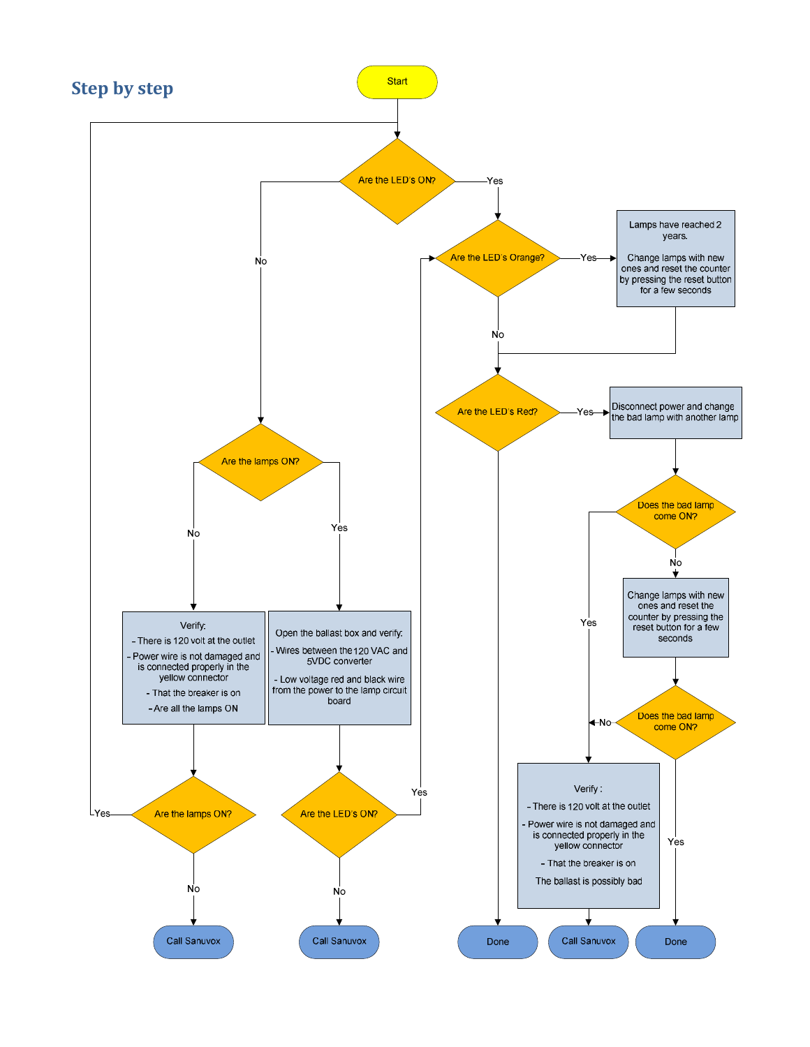## Step by step

Start

Are the LED's ON?

Yes

No

Are the LED's Orange?

Yes

Lamps have reached 2 years.

Change lamps with new ones and reset the counter by pressing the reset button for a few seconds

No

Are the LED's Red?

Yes

Disconnect power and change the bad lamp with another lamp

Does the bad lamp come ON?

No

Change lamps with new ones and reset the counter by pressing the reset button for a few seconds

Does the bad lamp come ON?

Yes

No

Yes

Verify :

- There is 120 volt at the outlet
- Power wire is not damaged and is connected properly in the yellow connector
- That the breaker is on

The ballast is possibly bad

Done

Call Sanuvox

Done

Are the lamps ON?

No

Yes

Verify:

- There is 120 volt at the outlet
- Power wire is not damaged and is connected properly in the yellow connector
- That the breaker is on
- Are all the lamps ON

Open the ballast box and verify:

- Wires between the 120 VAC and 5VDC converter
- Low voltage red and black wire from the power to the lamp circuit board

Are the lamps ON?

Yes

No

Call Sanuvox

Are the LED's ON?

Yes

No

Call Sanuvox